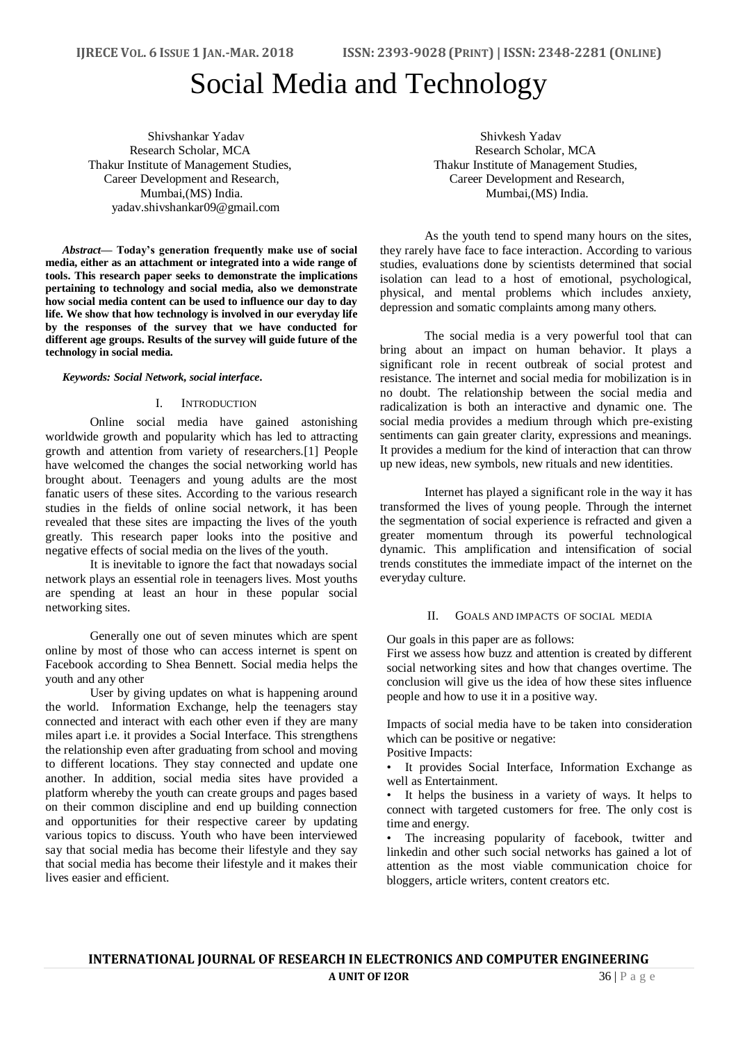# Social Media and Technology

Shivshankar Yadav
Research Scholar, MCA
Thakur Institute of Management Studies,
Career Development and Research,
Mumbai,(MS) India.
yadav.shivshankar09@gmail.com

Shivkesh Yadav
Research Scholar, MCA
Thakur Institute of Management Studies,
Career Development and Research,
Mumbai,(MS) India.

***Abstract*— Today's generation frequently make use of social media, either as an attachment or integrated into a wide range of tools. This research paper seeks to demonstrate the implications pertaining to technology and social media, also we demonstrate how social media content can be used to influence our day to day life. We show that how technology is involved in our everyday life by the responses of the survey that we have conducted for different age groups. Results of the survey will guide future of the technology in social media.**

***Keywords: Social Network, social interface.***

## I. Introduction

Online social media have gained astonishing worldwide growth and popularity which has led to attracting growth and attention from variety of researchers.[1] People have welcomed the changes the social networking world has brought about. Teenagers and young adults are the most fanatic users of these sites. According to the various research studies in the fields of online social network, it has been revealed that these sites are impacting the lives of the youth greatly. This research paper looks into the positive and negative effects of social media on the lives of the youth.

It is inevitable to ignore the fact that nowadays social network plays an essential role in teenagers lives. Most youths are spending at least an hour in these popular social networking sites.

Generally one out of seven minutes which are spent online by most of those who can access internet is spent on Facebook according to Shea Bennett. Social media helps the youth and any other

User by giving updates on what is happening around the world. Information Exchange, help the teenagers stay connected and interact with each other even if they are many miles apart i.e. it provides a Social Interface. This strengthens the relationship even after graduating from school and moving to different locations. They stay connected and update one another. In addition, social media sites have provided a platform whereby the youth can create groups and pages based on their common discipline and end up building connection and opportunities for their respective career by updating various topics to discuss. Youth who have been interviewed say that social media has become their lifestyle and they say that social media has become their lifestyle and it makes their lives easier and efficient.

As the youth tend to spend many hours on the sites, they rarely have face to face interaction. According to various studies, evaluations done by scientists determined that social isolation can lead to a host of emotional, psychological, physical, and mental problems which includes anxiety, depression and somatic complaints among many others.

The social media is a very powerful tool that can bring about an impact on human behavior. It plays a significant role in recent outbreak of social protest and resistance. The internet and social media for mobilization is in no doubt. The relationship between the social media and radicalization is both an interactive and dynamic one. The social media provides a medium through which pre-existing sentiments can gain greater clarity, expressions and meanings. It provides a medium for the kind of interaction that can throw up new ideas, new symbols, new rituals and new identities.

Internet has played a significant role in the way it has transformed the lives of young people. Through the internet the segmentation of social experience is refracted and given a greater momentum through its powerful technological dynamic. This amplification and intensification of social trends constitutes the immediate impact of the internet on the everyday culture.

## II. Goals and Impacts of Social Media

Our goals in this paper are as follows:
First we assess how buzz and attention is created by different social networking sites and how that changes overtime. The conclusion will give us the idea of how these sites influence people and how to use it in a positive way.

Impacts of social media have to be taken into consideration which can be positive or negative:
Positive Impacts:

- It provides Social Interface, Information Exchange as well as Entertainment.
- It helps the business in a variety of ways. It helps to connect with targeted customers for free. The only cost is time and energy.
- The increasing popularity of facebook, twitter and linkedin and other such social networks has gained a lot of attention as the most viable communication choice for bloggers, article writers, content creators etc.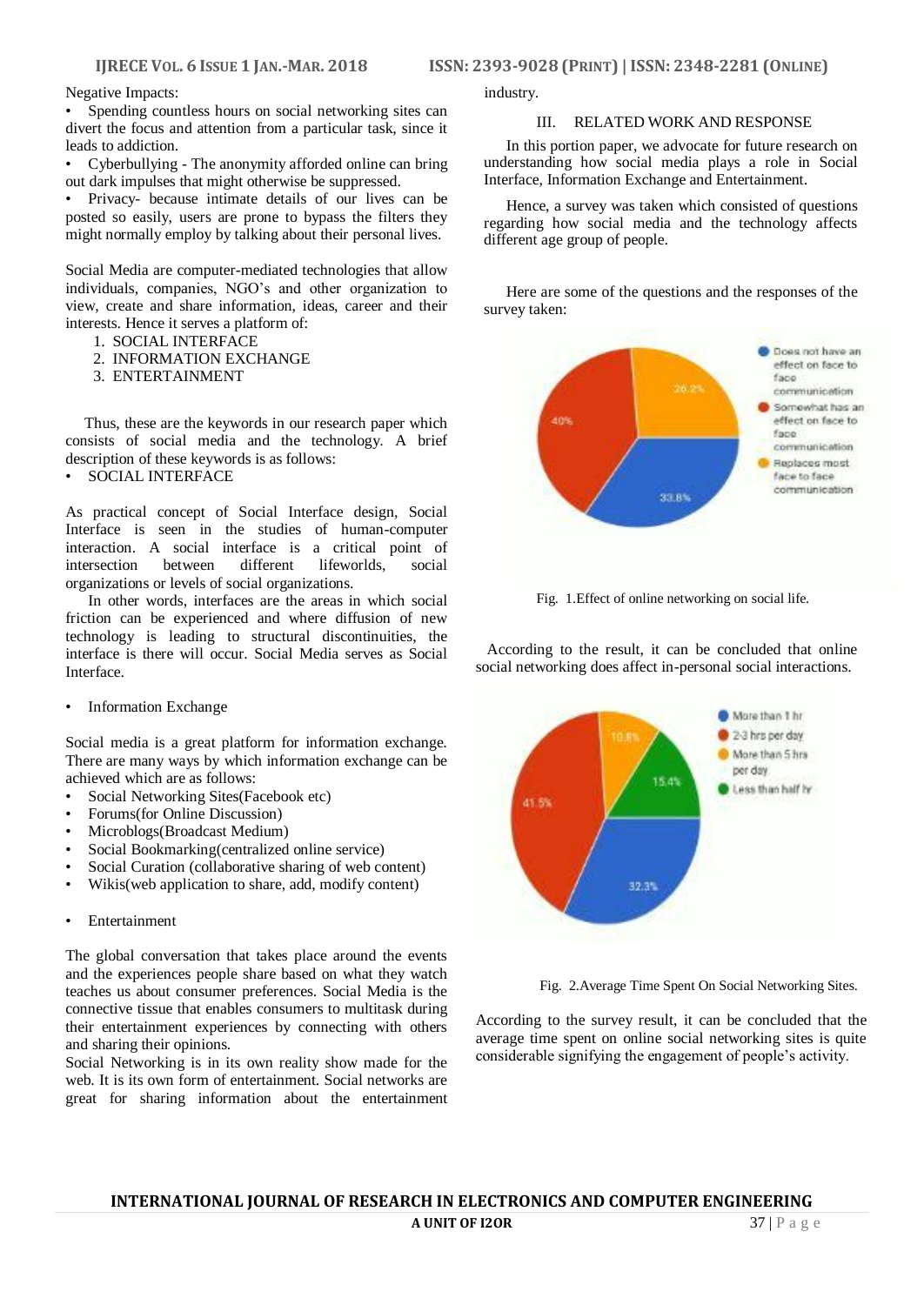Negative Impacts:

- Spending countless hours on social networking sites can divert the focus and attention from a particular task, since it leads to addiction.
- Cyberbullying - The anonymity afforded online can bring out dark impulses that might otherwise be suppressed.
- Privacy- because intimate details of our lives can be posted so easily, users are prone to bypass the filters they might normally employ by talking about their personal lives.

Social Media are computer-mediated technologies that allow individuals, companies, NGO's and other organization to view, create and share information, ideas, career and their interests. Hence it serves a platform of:

1. SOCIAL INTERFACE
2. INFORMATION EXCHANGE
3. ENTERTAINMENT

Thus, these are the keywords in our research paper which consists of social media and the technology. A brief description of these keywords is as follows:

- SOCIAL INTERFACE

As practical concept of Social Interface design, Social Interface is seen in the studies of human-computer interaction. A social interface is a critical point of intersection between different lifeworlds, social organizations or levels of social organizations.

In other words, interfaces are the areas in which social friction can be experienced and where diffusion of new technology is leading to structural discontinuities, the interface is there will occur. Social Media serves as Social Interface.

- Information Exchange

Social media is a great platform for information exchange. There are many ways by which information exchange can be achieved which are as follows:

- Social Networking Sites(Facebook etc)
- Forums(for Online Discussion)
- Microblogs(Broadcast Medium)
- Social Bookmarking(centralized online service)
- Social Curation (collaborative sharing of web content)
- Wikis(web application to share, add, modify content)

- Entertainment

The global conversation that takes place around the events and the experiences people share based on what they watch teaches us about consumer preferences. Social Media is the connective tissue that enables consumers to multitask during their entertainment experiences by connecting with others and sharing their opinions.

Social Networking is in its own reality show made for the web. It is its own form of entertainment. Social networks are great for sharing information about the entertainment industry.

## III. RELATED WORK AND RESPONSE

In this portion paper, we advocate for future research on understanding how social media plays a role in Social Interface, Information Exchange and Entertainment.

Hence, a survey was taken which consisted of questions regarding how social media and the technology affects different age group of people.

Here are some of the questions and the responses of the survey taken:

Fig. 1.Effect of online networking on social life.

According to the result, it can be concluded that online social networking does affect in-personal social interactions.

Fig. 2.Average Time Spent On Social Networking Sites.

According to the survey result, it can be concluded that the average time spent on online social networking sites is quite considerable signifying the engagement of people's activity.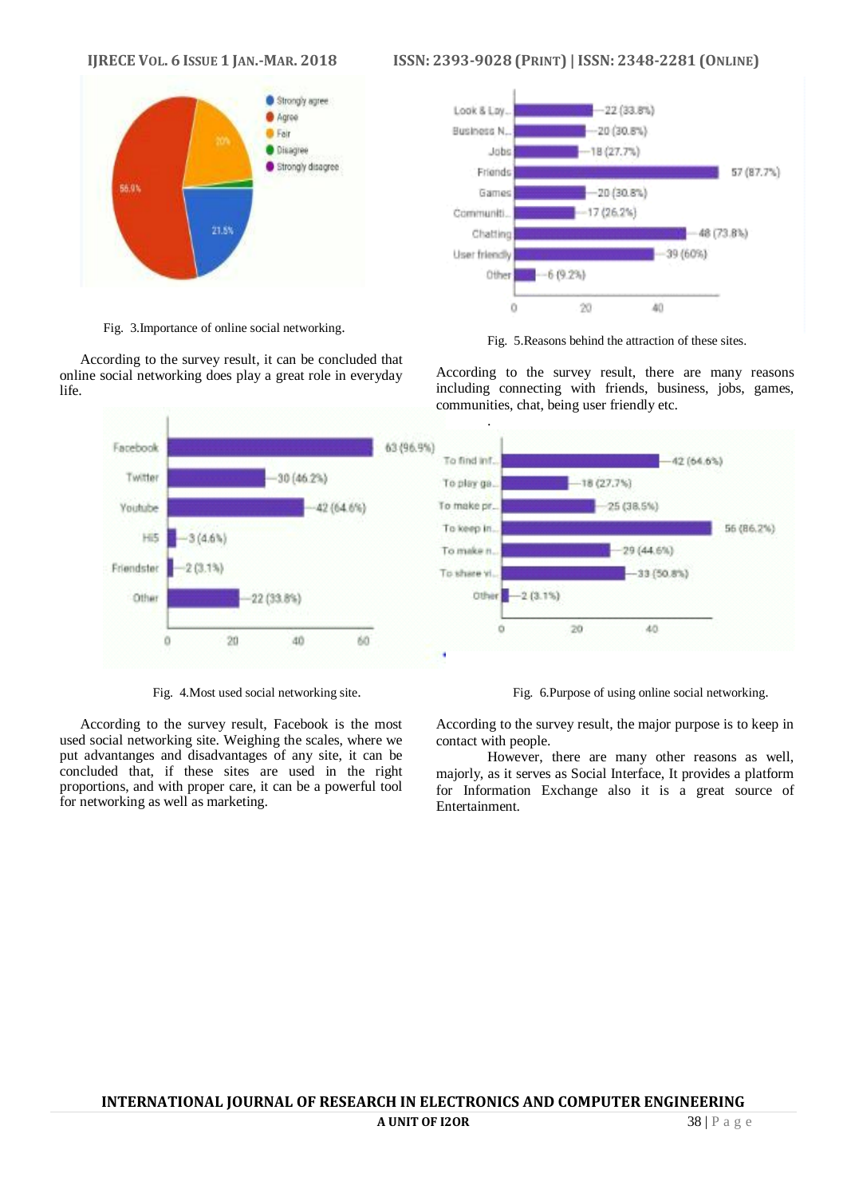Fig. 3.Importance of online social networking.

According to the survey result, it can be concluded that online social networking does play a great role in everyday life.

Fig. 4.Most used social networking site.

According to the survey result, Facebook is the most used social networking site. Weighing the scales, where we put advantages and disadvantages of any site, it can be concluded that, if these sites are used in the right proportions, and with proper care, it can be a powerful tool for networking as well as marketing.

Fig. 5.Reasons behind the attraction of these sites.

According to the survey result, there are many reasons including connecting with friends, business, jobs, games, communities, chat, being user friendly etc.

Fig. 6.Purpose of using online social networking.

According to the survey result, the major purpose is to keep in contact with people.

However, there are many other reasons as well, majorly, as it serves as Social Interface, It provides a platform for Information Exchange also it is a great source of Entertainment.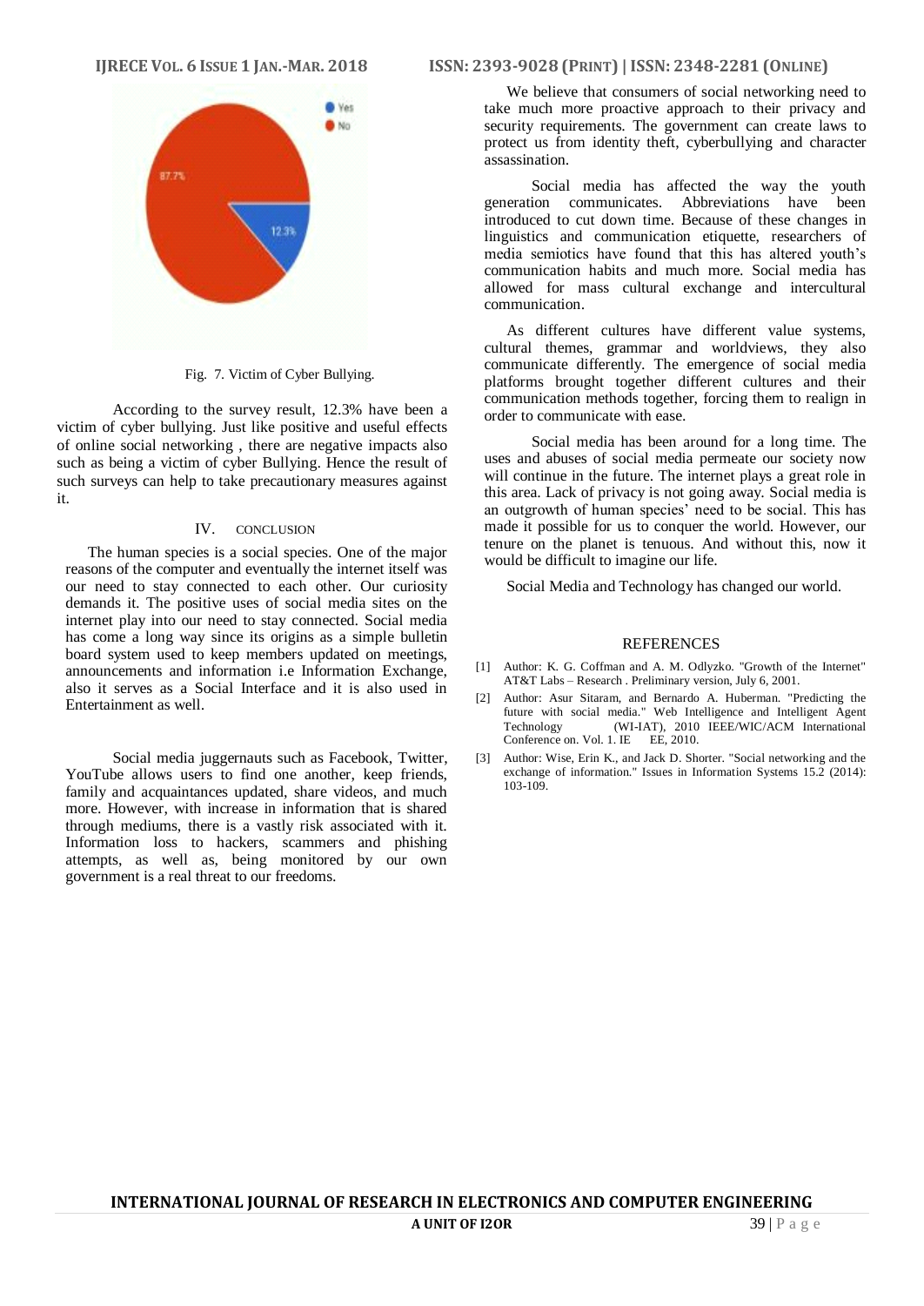Yes
No
87.7%
12.3%

Fig. 7. Victim of Cyber Bullying.

According to the survey result, 12.3% have been a victim of cyber bullying. Just like positive and useful effects of online social networking , there are negative impacts also such as being a victim of cyber Bullying. Hence the result of such surveys can help to take precautionary measures against it.

## IV. CONCLUSION

The human species is a social species. One of the major reasons of the computer and eventually the internet itself was our need to stay connected to each other. Our curiosity demands it. The positive uses of social media sites on the internet play into our need to stay connected. Social media has come a long way since its origins as a simple bulletin board system used to keep members updated on meetings, announcements and information i.e Information Exchange, also it serves as a Social Interface and it is also used in Entertainment as well.

Social media juggernauts such as Facebook, Twitter, YouTube allows users to find one another, keep friends, family and acquaintances updated, share videos, and much more. However, with increase in information that is shared through mediums, there is a vastly risk associated with it. Information loss to hackers, scammers and phishing attempts, as well as, being monitored by our own government is a real threat to our freedoms.

We believe that consumers of social networking need to take much more proactive approach to their privacy and security requirements. The government can create laws to protect us from identity theft, cyberbullying and character assassination.

Social media has affected the way the youth generation communicates. Abbreviations have been introduced to cut down time. Because of these changes in linguistics and communication etiquette, researchers of media semiotics have found that this has altered youth's communication habits and much more. Social media has allowed for mass cultural exchange and intercultural communication.

As different cultures have different value systems, cultural themes, grammar and worldviews, they also communicate differently. The emergence of social media platforms brought together different cultures and their communication methods together, forcing them to realign in order to communicate with ease.

Social media has been around for a long time. The uses and abuses of social media permeate our society now will continue in the future. The internet plays a great role in this area. Lack of privacy is not going away. Social media is an outgrowth of human species' need to be social. This has made it possible for us to conquer the world. However, our tenure on the planet is tenuous. And without this, now it would be difficult to imagine our life.

Social Media and Technology has changed our world.

## REFERENCES

[1] Author: K. G. Coffman and A. M. Odlyzko. "Growth of the Internet" AT&T Labs – Research . Preliminary version, July 6, 2001.

[2] Author: Asur Sitaram, and Bernardo A. Huberman. "Predicting the future with social media." Web Intelligence and Intelligent Agent Technology (WI-IAT), 2010 IEEE/WIC/ACM International Conference on. Vol. 1. IE EE, 2010.

[3] Author: Wise, Erin K., and Jack D. Shorter. "Social networking and the exchange of information." Issues in Information Systems 15.2 (2014): 103-109.